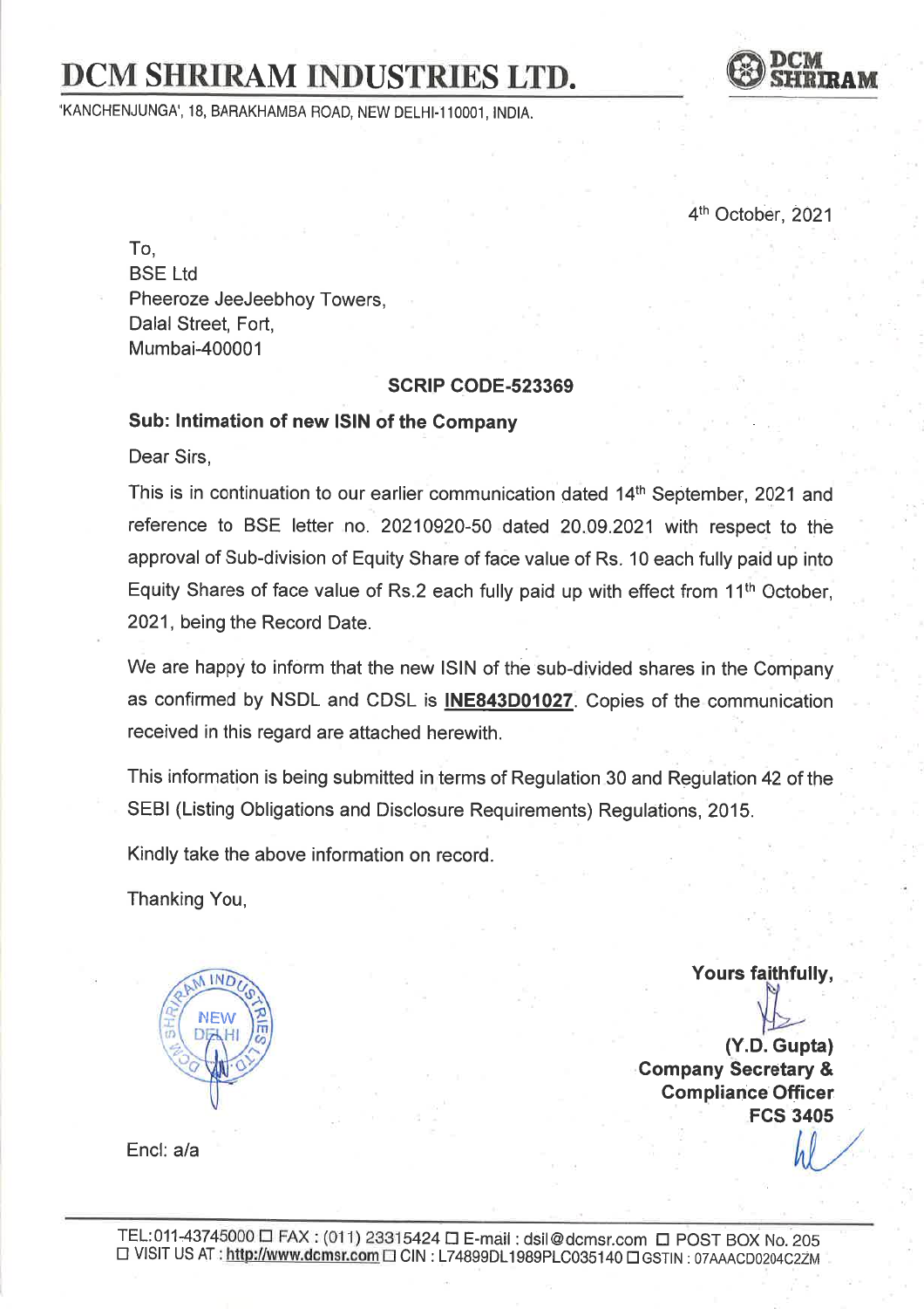# DCM SHRIRAM INDUSTRIES LTD.

'KANCHENJUNGA', 18, BARAKHAMBA ROAD, NEW DELHI-110001, INDIA.

4th October, 2021

To,
BSE Ltd
Pheeroze JeeJeebhoy Towers,
Dalal Street, Fort,
Mumbai-400001

**SCRIP CODE-523369**

**Sub: Intimation of new ISIN of the Company**

Dear Sirs,

This is in continuation to our earlier communication dated 14th September, 2021 and reference to BSE letter no. 20210920-50 dated 20.09.2021 with respect to the approval of Sub-division of Equity Share of face value of Rs. 10 each fully paid up into Equity Shares of face value of Rs.2 each fully paid up with effect from 11th October, 2021, being the Record Date.

We are happy to inform that the new ISIN of the sub-divided shares in the Company as confirmed by NSDL and CDSL is **INE843D01027**. Copies of the communication received in this regard are attached herewith.

This information is being submitted in terms of Regulation 30 and Regulation 42 of the SEBI (Listing Obligations and Disclosure Requirements) Regulations, 2015.

Kindly take the above information on record.

Thanking You,

**Yours faithfully,**

**(Y.D. Gupta)**
**Company Secretary &**
**Compliance Officer**
**FCS 3405**

Encl: a/a

TEL:011-43745000 ☐ FAX : (011) 23315424 ☐ E-mail : dsil@dcmsr.com ☐ POST BOX No. 205
☐ VISIT US AT : http://www.dcmsr.com ☐ CIN : L74899DL1989PLC035140 ☐ GSTIN : 07AAACD0204C2ZM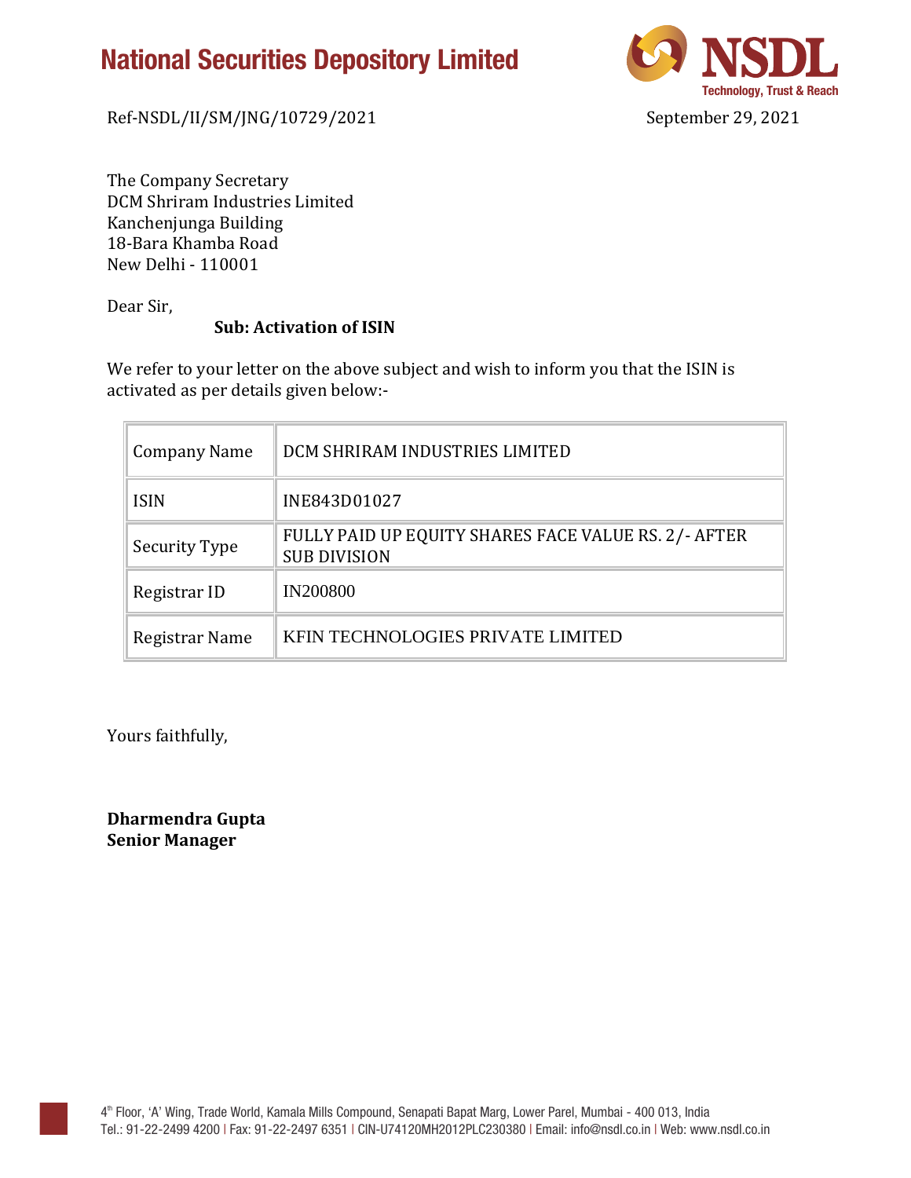# National Securities Depository Limited

NSDL
Technology, Trust & Reach

Ref-NSDL/II/SM/JNG/10729/2021

September 29, 2021

The Company Secretary
DCM Shriram Industries Limited
Kanchenjunga Building
18-Bara Khamba Road
New Delhi - 110001

Dear Sir,

**Sub: Activation of ISIN**

We refer to your letter on the above subject and wish to inform you that the ISIN is activated as per details given below:-

| Company Name | DCM SHRIRAM INDUSTRIES LIMITED |
|---|---|
| ISIN | INE843D01027 |
| Security Type | FULLY PAID UP EQUITY SHARES FACE VALUE RS. 2/- AFTER SUB DIVISION |
| Registrar ID | IN200800 |
| Registrar Name | KFIN TECHNOLOGIES PRIVATE LIMITED |

Yours faithfully,

**Dharmendra Gupta**
**Senior Manager**

4th Floor, 'A' Wing, Trade World, Kamala Mills Compound, Senapati Bapat Marg, Lower Parel, Mumbai - 400 013, India
Tel.: 91-22-2499 4200 | Fax: 91-22-2497 6351 | CIN-U74120MH2012PLC230380 | Email: info@nsdl.co.in | Web: www.nsdl.co.in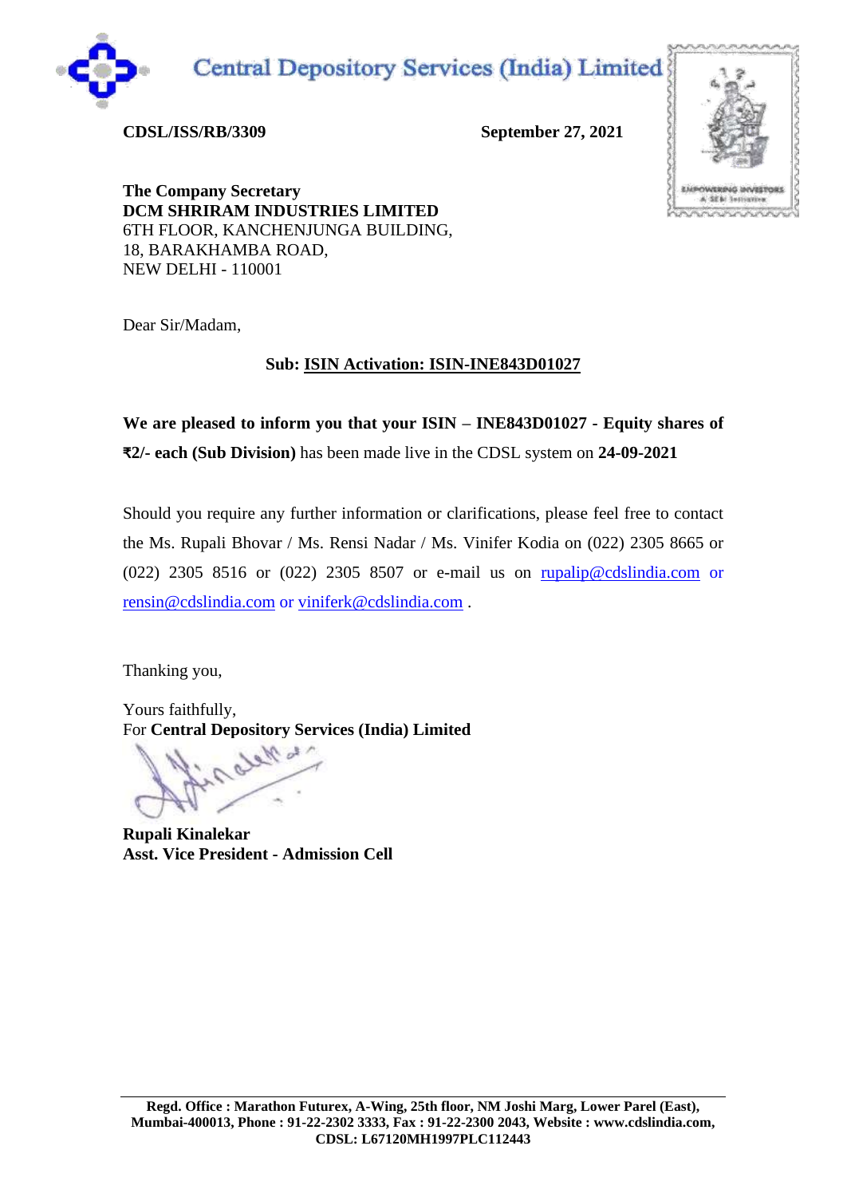# Central Depository Services (India) Limited

**CDSL/ISS/RB/3309** **September 27, 2021**

**The Company Secretary**
**DCM SHRIRAM INDUSTRIES LIMITED**
6TH FLOOR, KANCHENJUNGA BUILDING,
18, BARAKHAMBA ROAD,
NEW DELHI - 110001

Dear Sir/Madam,

**Sub: ISIN Activation: ISIN-INE843D01027**

**We are pleased to inform you that your ISIN – INE843D01027 - Equity shares of ₹2/- each (Sub Division)** has been made live in the CDSL system on **24-09-2021**

Should you require any further information or clarifications, please feel free to contact the Ms. Rupali Bhovar / Ms. Rensi Nadar / Ms. Vinifer Kodia on (022) 2305 8665 or (022) 2305 8516 or (022) 2305 8507 or e-mail us on rupalip@cdslindia.com or rensin@cdslindia.com or viniferk@cdslindia.com .

Thanking you,

Yours faithfully,
For **Central Depository Services (India) Limited**

**Rupali Kinalekar**
**Asst. Vice President - Admission Cell**

**Regd. Office : Marathon Futurex, A-Wing, 25th floor, NM Joshi Marg, Lower Parel (East), Mumbai-400013, Phone : 91-22-2302 3333, Fax : 91-22-2300 2043, Website : www.cdslindia.com, CDSL: L67120MH1997PLC112443**